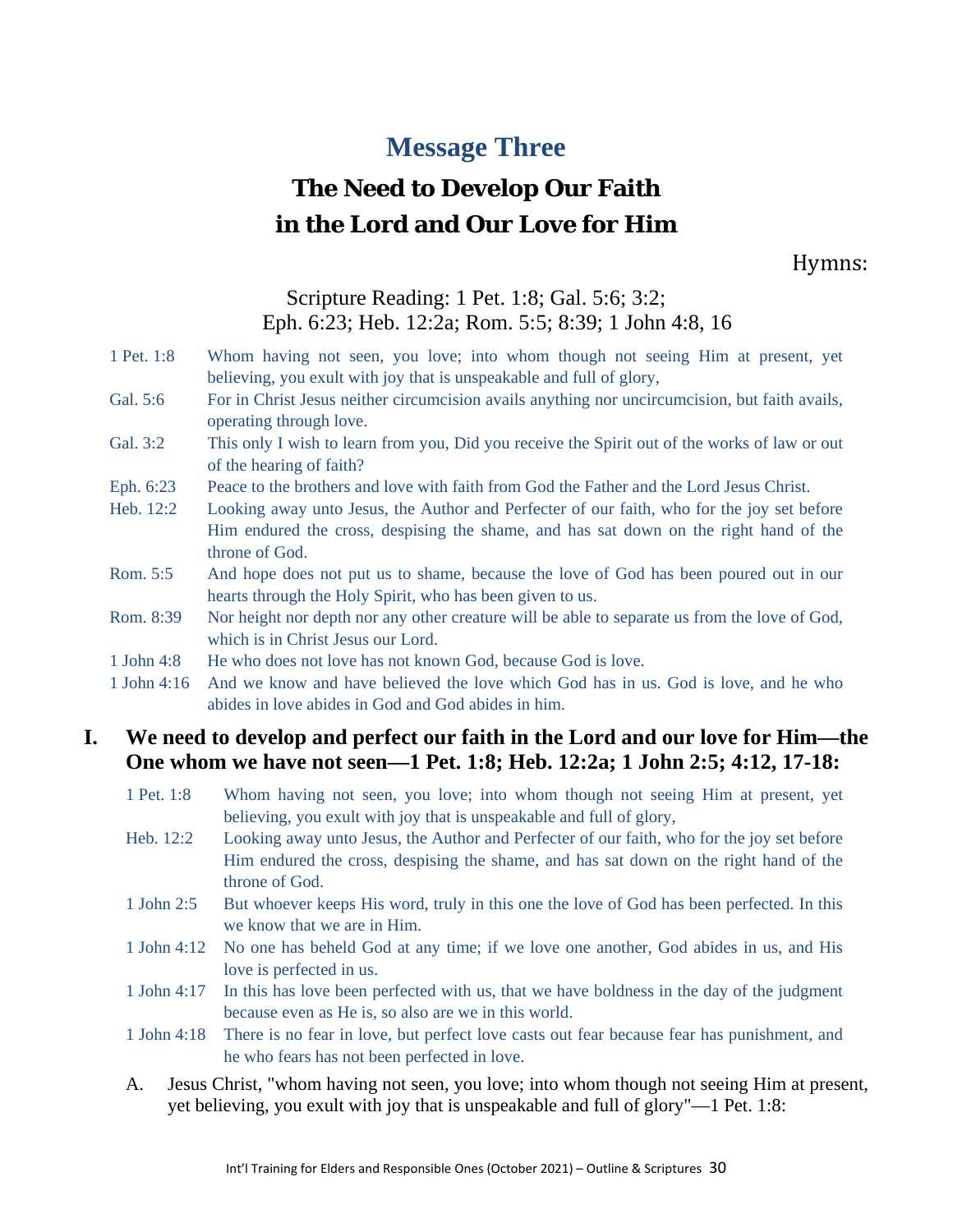# Message Three

## The Need to Develop Our Faith in the Lord and Our Love for Him

Hymns:

Scripture Reading: 1 Pet. 1:8; Gal. 5:6; 3:2; Eph. 6:23; Heb. 12:2a; Rom. 5:5; 8:39; 1 John 4:8, 16

1 Pet. 1:8 Whom having not seen, you love; into whom though not seeing Him at present, yet believing, you exult with joy that is unspeakable and full of glory,

Gal. 5:6 For in Christ Jesus neither circumcision avails anything nor uncircumcision, but faith avails, operating through love.

Gal. 3:2 This only I wish to learn from you, Did you receive the Spirit out of the works of law or out of the hearing of faith?

Eph. 6:23 Peace to the brothers and love with faith from God the Father and the Lord Jesus Christ.

Heb. 12:2 Looking away unto Jesus, the Author and Perfecter of our faith, who for the joy set before Him endured the cross, despising the shame, and has sat down on the right hand of the throne of God.

Rom. 5:5 And hope does not put us to shame, because the love of God has been poured out in our hearts through the Holy Spirit, who has been given to us.

Rom. 8:39 Nor height nor depth nor any other creature will be able to separate us from the love of God, which is in Christ Jesus our Lord.

1 John 4:8 He who does not love has not known God, because God is love.

1 John 4:16 And we know and have believed the love which God has in us. God is love, and he who abides in love abides in God and God abides in him.

### I. We need to develop and perfect our faith in the Lord and our love for Him—the One whom we have not seen—1 Pet. 1:8; Heb. 12:2a; 1 John 2:5; 4:12, 17-18:

1 Pet. 1:8 Whom having not seen, you love; into whom though not seeing Him at present, yet believing, you exult with joy that is unspeakable and full of glory,

Heb. 12:2 Looking away unto Jesus, the Author and Perfecter of our faith, who for the joy set before Him endured the cross, despising the shame, and has sat down on the right hand of the throne of God.

1 John 2:5 But whoever keeps His word, truly in this one the love of God has been perfected. In this we know that we are in Him.

1 John 4:12 No one has beheld God at any time; if we love one another, God abides in us, and His love is perfected in us.

1 John 4:17 In this has love been perfected with us, that we have boldness in the day of the judgment because even as He is, so also are we in this world.

1 John 4:18 There is no fear in love, but perfect love casts out fear because fear has punishment, and he who fears has not been perfected in love.

A. Jesus Christ, "whom having not seen, you love; into whom though not seeing Him at present, yet believing, you exult with joy that is unspeakable and full of glory"—1 Pet. 1:8: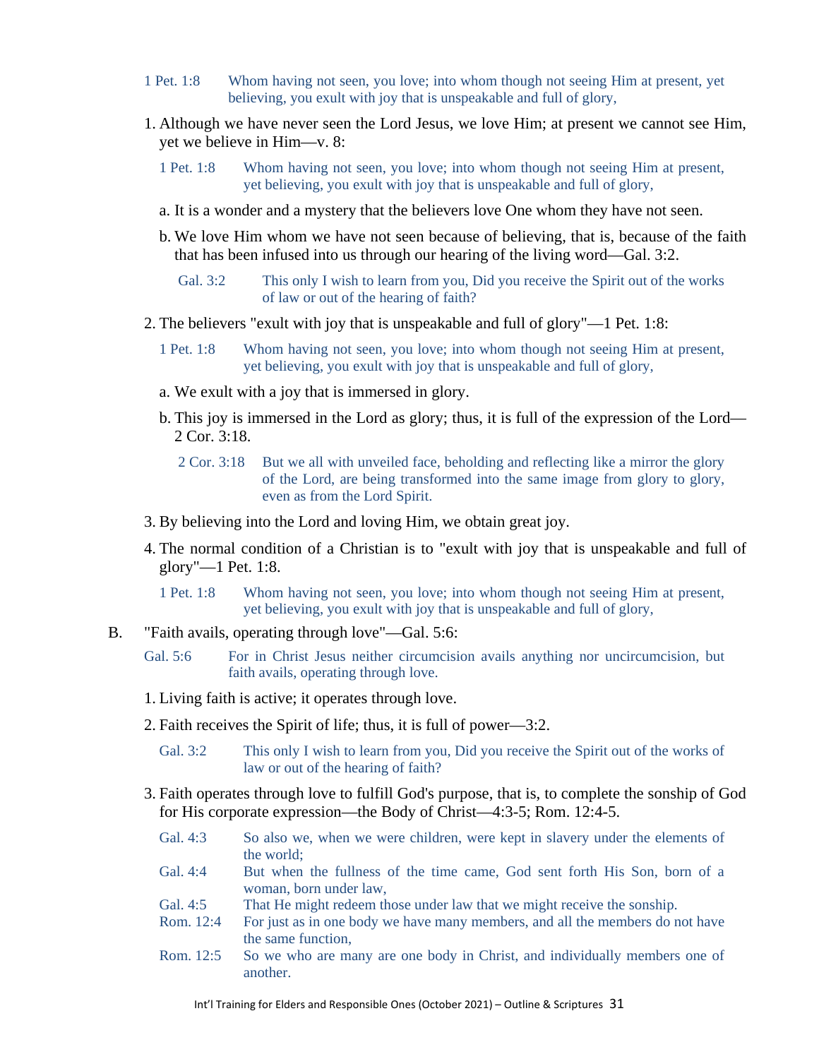1 Pet. 1:8 Whom having not seen, you love; into whom though not seeing Him at present, yet believing, you exult with joy that is unspeakable and full of glory,

1. Although we have never seen the Lord Jesus, we love Him; at present we cannot see Him, yet we believe in Him—v. 8:

   1 Pet. 1:8 Whom having not seen, you love; into whom though not seeing Him at present, yet believing, you exult with joy that is unspeakable and full of glory,

   a. It is a wonder and a mystery that the believers love One whom they have not seen.

   b. We love Him whom we have not seen because of believing, that is, because of the faith that has been infused into us through our hearing of the living word—Gal. 3:2.

      Gal. 3:2 This only I wish to learn from you, Did you receive the Spirit out of the works of law or out of the hearing of faith?

2. The believers "exult with joy that is unspeakable and full of glory"—1 Pet. 1:8:

   1 Pet. 1:8 Whom having not seen, you love; into whom though not seeing Him at present, yet believing, you exult with joy that is unspeakable and full of glory,

   a. We exult with a joy that is immersed in glory.

   b. This joy is immersed in the Lord as glory; thus, it is full of the expression of the Lord—2 Cor. 3:18.

      2 Cor. 3:18 But we all with unveiled face, beholding and reflecting like a mirror the glory of the Lord, are being transformed into the same image from glory to glory, even as from the Lord Spirit.

3. By believing into the Lord and loving Him, we obtain great joy.

4. The normal condition of a Christian is to "exult with joy that is unspeakable and full of glory"—1 Pet. 1:8.

   1 Pet. 1:8 Whom having not seen, you love; into whom though not seeing Him at present, yet believing, you exult with joy that is unspeakable and full of glory,

B. "Faith avails, operating through love"—Gal. 5:6:

Gal. 5:6 For in Christ Jesus neither circumcision avails anything nor uncircumcision, but faith avails, operating through love.

1. Living faith is active; it operates through love.

2. Faith receives the Spirit of life; thus, it is full of power—3:2.

   Gal. 3:2 This only I wish to learn from you, Did you receive the Spirit out of the works of law or out of the hearing of faith?

3. Faith operates through love to fulfill God's purpose, that is, to complete the sonship of God for His corporate expression—the Body of Christ—4:3-5; Rom. 12:4-5.

   Gal. 4:3 So also we, when we were children, were kept in slavery under the elements of the world;
   Gal. 4:4 But when the fullness of the time came, God sent forth His Son, born of a woman, born under law,
   Gal. 4:5 That He might redeem those under law that we might receive the sonship.
   Rom. 12:4 For just as in one body we have many members, and all the members do not have the same function,
   Rom. 12:5 So we who are many are one body in Christ, and individually members one of another.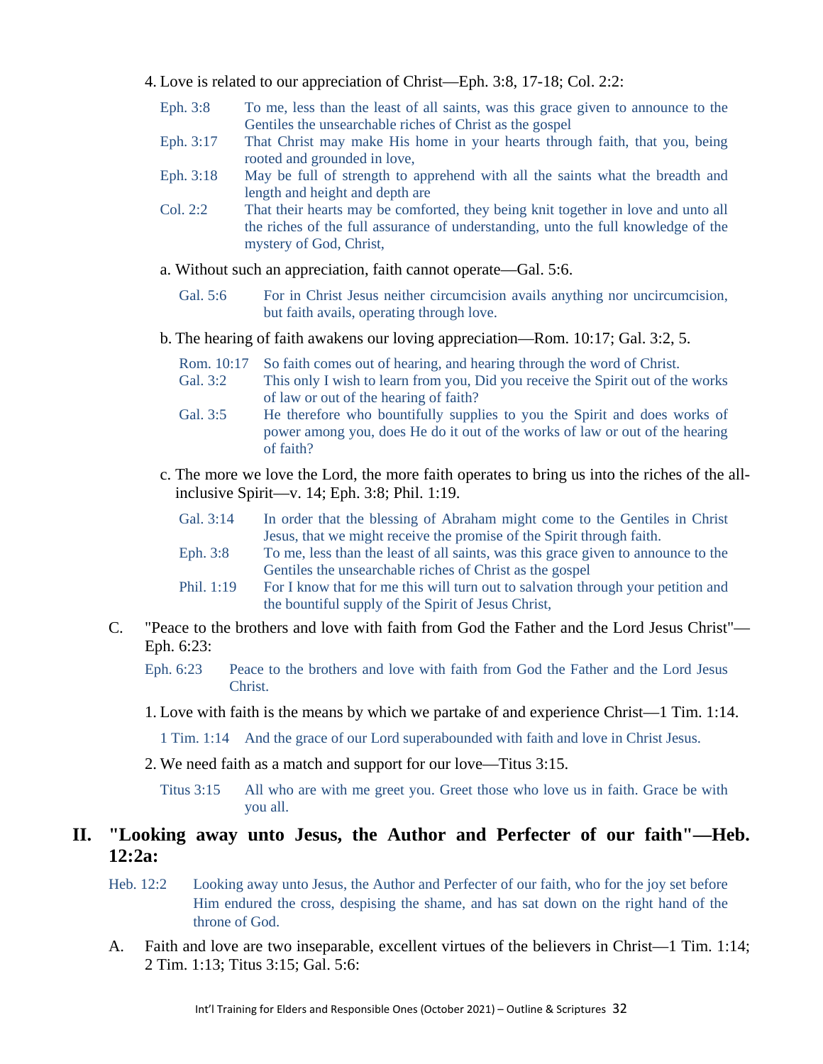4. Love is related to our appreciation of Christ—Eph. 3:8, 17-18; Col. 2:2:

   Eph. 3:8 To me, less than the least of all saints, was this grace given to announce to the Gentiles the unsearchable riches of Christ as the gospel

   Eph. 3:17 That Christ may make His home in your hearts through faith, that you, being rooted and grounded in love,

   Eph. 3:18 May be full of strength to apprehend with all the saints what the breadth and length and height and depth are

   Col. 2:2 That their hearts may be comforted, they being knit together in love and unto all the riches of the full assurance of understanding, unto the full knowledge of the mystery of God, Christ,

   a. Without such an appreciation, faith cannot operate—Gal. 5:6.

      Gal. 5:6 For in Christ Jesus neither circumcision avails anything nor uncircumcision, but faith avails, operating through love.

   b. The hearing of faith awakens our loving appreciation—Rom. 10:17; Gal. 3:2, 5.

      Rom. 10:17 So faith comes out of hearing, and hearing through the word of Christ.

      Gal. 3:2 This only I wish to learn from you, Did you receive the Spirit out of the works of law or out of the hearing of faith?

      Gal. 3:5 He therefore who bountifully supplies to you the Spirit and does works of power among you, does He do it out of the works of law or out of the hearing of faith?

   c. The more we love the Lord, the more faith operates to bring us into the riches of the all-inclusive Spirit—v. 14; Eph. 3:8; Phil. 1:19.

      Gal. 3:14 In order that the blessing of Abraham might come to the Gentiles in Christ Jesus, that we might receive the promise of the Spirit through faith.

      Eph. 3:8 To me, less than the least of all saints, was this grace given to announce to the Gentiles the unsearchable riches of Christ as the gospel

      Phil. 1:19 For I know that for me this will turn out to salvation through your petition and the bountiful supply of the Spirit of Jesus Christ,

C. "Peace to the brothers and love with faith from God the Father and the Lord Jesus Christ"—Eph. 6:23:

   Eph. 6:23 Peace to the brothers and love with faith from God the Father and the Lord Jesus Christ.

   1. Love with faith is the means by which we partake of and experience Christ—1 Tim. 1:14.

      1 Tim. 1:14 And the grace of our Lord superabounded with faith and love in Christ Jesus.

   2. We need faith as a match and support for our love—Titus 3:15.

      Titus 3:15 All who are with me greet you. Greet those who love us in faith. Grace be with you all.

## II. "Looking away unto Jesus, the Author and Perfecter of our faith"—Heb. 12:2a:

Heb. 12:2 Looking away unto Jesus, the Author and Perfecter of our faith, who for the joy set before Him endured the cross, despising the shame, and has sat down on the right hand of the throne of God.

A. Faith and love are two inseparable, excellent virtues of the believers in Christ—1 Tim. 1:14; 2 Tim. 1:13; Titus 3:15; Gal. 5:6: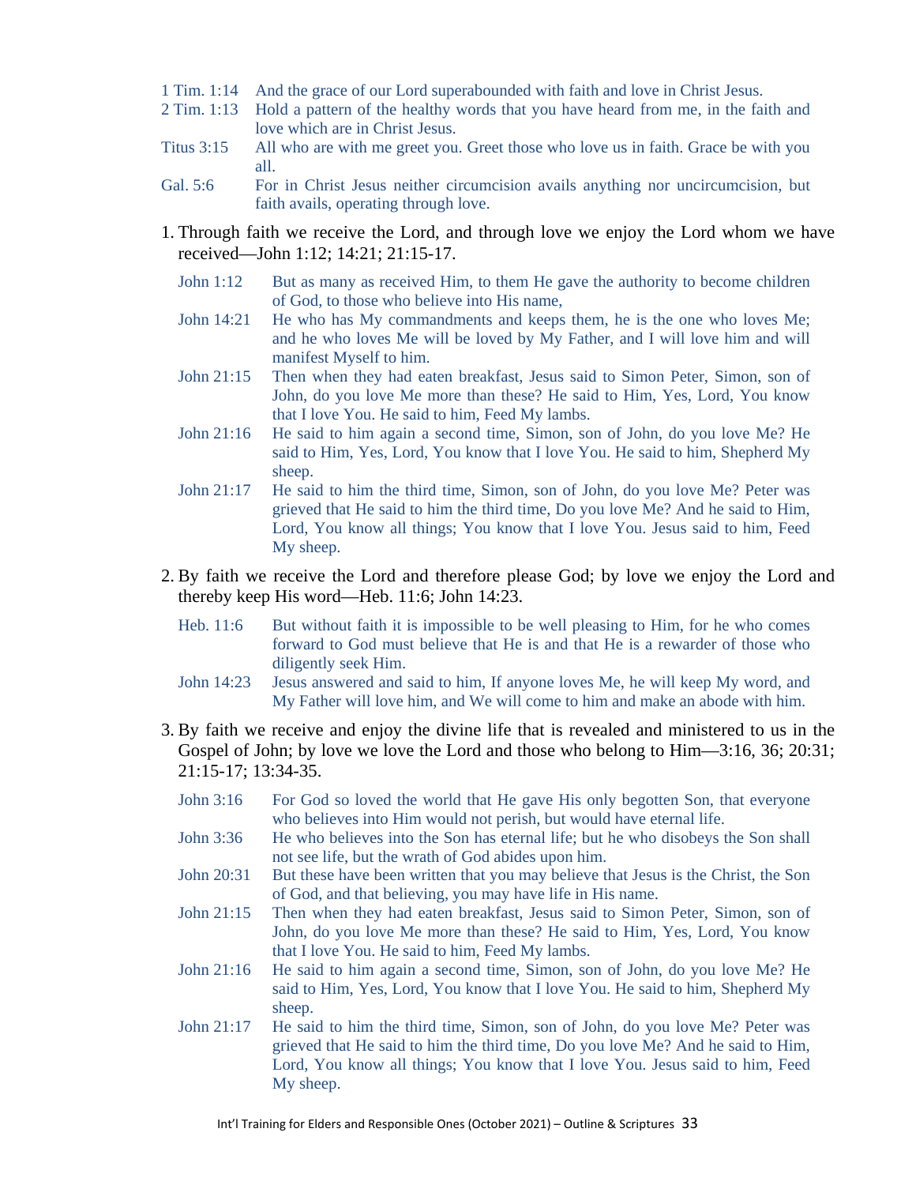1 Tim. 1:14 And the grace of our Lord superabounded with faith and love in Christ Jesus.

2 Tim. 1:13 Hold a pattern of the healthy words that you have heard from me, in the faith and love which are in Christ Jesus.

Titus 3:15 All who are with me greet you. Greet those who love us in faith. Grace be with you all.

Gal. 5:6 For in Christ Jesus neither circumcision avails anything nor uncircumcision, but faith avails, operating through love.

1. Through faith we receive the Lord, and through love we enjoy the Lord whom we have received—John 1:12; 14:21; 21:15-17.

   John 1:12 But as many as received Him, to them He gave the authority to become children of God, to those who believe into His name,

   John 14:21 He who has My commandments and keeps them, he is the one who loves Me; and he who loves Me will be loved by My Father, and I will love him and will manifest Myself to him.

   John 21:15 Then when they had eaten breakfast, Jesus said to Simon Peter, Simon, son of John, do you love Me more than these? He said to Him, Yes, Lord, You know that I love You. He said to him, Feed My lambs.

   John 21:16 He said to him again a second time, Simon, son of John, do you love Me? He said to Him, Yes, Lord, You know that I love You. He said to him, Shepherd My sheep.

   John 21:17 He said to him the third time, Simon, son of John, do you love Me? Peter was grieved that He said to him the third time, Do you love Me? And he said to Him, Lord, You know all things; You know that I love You. Jesus said to him, Feed My sheep.

2. By faith we receive the Lord and therefore please God; by love we enjoy the Lord and thereby keep His word—Heb. 11:6; John 14:23.

   Heb. 11:6 But without faith it is impossible to be well pleasing to Him, for he who comes forward to God must believe that He is and that He is a rewarder of those who diligently seek Him.

   John 14:23 Jesus answered and said to him, If anyone loves Me, he will keep My word, and My Father will love him, and We will come to him and make an abode with him.

3. By faith we receive and enjoy the divine life that is revealed and ministered to us in the Gospel of John; by love we love the Lord and those who belong to Him—3:16, 36; 20:31; 21:15-17; 13:34-35.

   John 3:16 For God so loved the world that He gave His only begotten Son, that everyone who believes into Him would not perish, but would have eternal life.

   John 3:36 He who believes into the Son has eternal life; but he who disobeys the Son shall not see life, but the wrath of God abides upon him.

   John 20:31 But these have been written that you may believe that Jesus is the Christ, the Son of God, and that believing, you may have life in His name.

   John 21:15 Then when they had eaten breakfast, Jesus said to Simon Peter, Simon, son of John, do you love Me more than these? He said to Him, Yes, Lord, You know that I love You. He said to him, Feed My lambs.

   John 21:16 He said to him again a second time, Simon, son of John, do you love Me? He said to Him, Yes, Lord, You know that I love You. He said to him, Shepherd My sheep.

   John 21:17 He said to him the third time, Simon, son of John, do you love Me? Peter was grieved that He said to him the third time, Do you love Me? And he said to Him, Lord, You know all things; You know that I love You. Jesus said to him, Feed My sheep.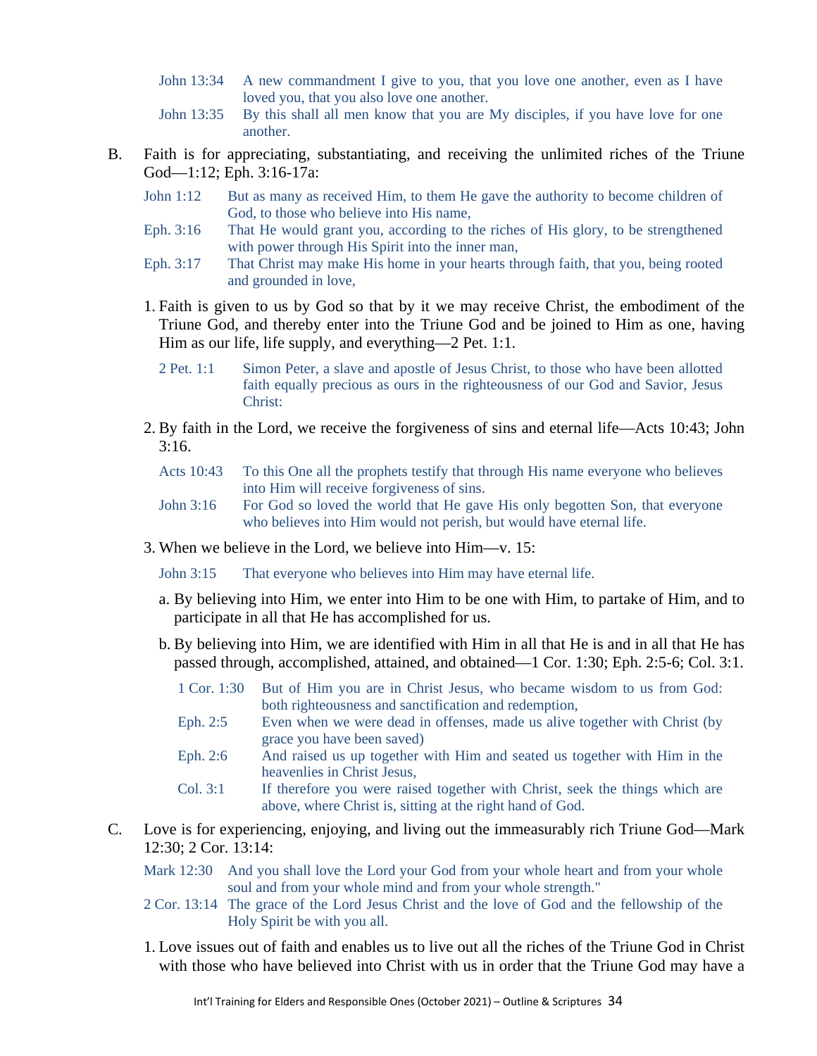John 13:34 A new commandment I give to you, that you love one another, even as I have loved you, that you also love one another.

John 13:35 By this shall all men know that you are My disciples, if you have love for one another.

B. Faith is for appreciating, substantiating, and receiving the unlimited riches of the Triune God—1:12; Eph. 3:16-17a:

John 1:12 But as many as received Him, to them He gave the authority to become children of God, to those who believe into His name,

Eph. 3:16 That He would grant you, according to the riches of His glory, to be strengthened with power through His Spirit into the inner man,

Eph. 3:17 That Christ may make His home in your hearts through faith, that you, being rooted and grounded in love,

1. Faith is given to us by God so that by it we may receive Christ, the embodiment of the Triune God, and thereby enter into the Triune God and be joined to Him as one, having Him as our life, life supply, and everything—2 Pet. 1:1.

   2 Pet. 1:1 Simon Peter, a slave and apostle of Jesus Christ, to those who have been allotted faith equally precious as ours in the righteousness of our God and Savior, Jesus Christ:

2. By faith in the Lord, we receive the forgiveness of sins and eternal life—Acts 10:43; John 3:16.

   Acts 10:43 To this One all the prophets testify that through His name everyone who believes into Him will receive forgiveness of sins.

   John 3:16 For God so loved the world that He gave His only begotten Son, that everyone who believes into Him would not perish, but would have eternal life.

3. When we believe in the Lord, we believe into Him—v. 15:

   John 3:15 That everyone who believes into Him may have eternal life.

   a. By believing into Him, we enter into Him to be one with Him, to partake of Him, and to participate in all that He has accomplished for us.

   b. By believing into Him, we are identified with Him in all that He is and in all that He has passed through, accomplished, attained, and obtained—1 Cor. 1:30; Eph. 2:5-6; Col. 3:1.

      1 Cor. 1:30 But of Him you are in Christ Jesus, who became wisdom to us from God: both righteousness and sanctification and redemption,

      Eph. 2:5 Even when we were dead in offenses, made us alive together with Christ (by grace you have been saved)

      Eph. 2:6 And raised us up together with Him and seated us together with Him in the heavenlies in Christ Jesus,

      Col. 3:1 If therefore you were raised together with Christ, seek the things which are above, where Christ is, sitting at the right hand of God.

C. Love is for experiencing, enjoying, and living out the immeasurably rich Triune God—Mark 12:30; 2 Cor. 13:14:

Mark 12:30 And you shall love the Lord your God from your whole heart and from your whole soul and from your whole mind and from your whole strength."

2 Cor. 13:14 The grace of the Lord Jesus Christ and the love of God and the fellowship of the Holy Spirit be with you all.

1. Love issues out of faith and enables us to live out all the riches of the Triune God in Christ with those who have believed into Christ with us in order that the Triune God may have a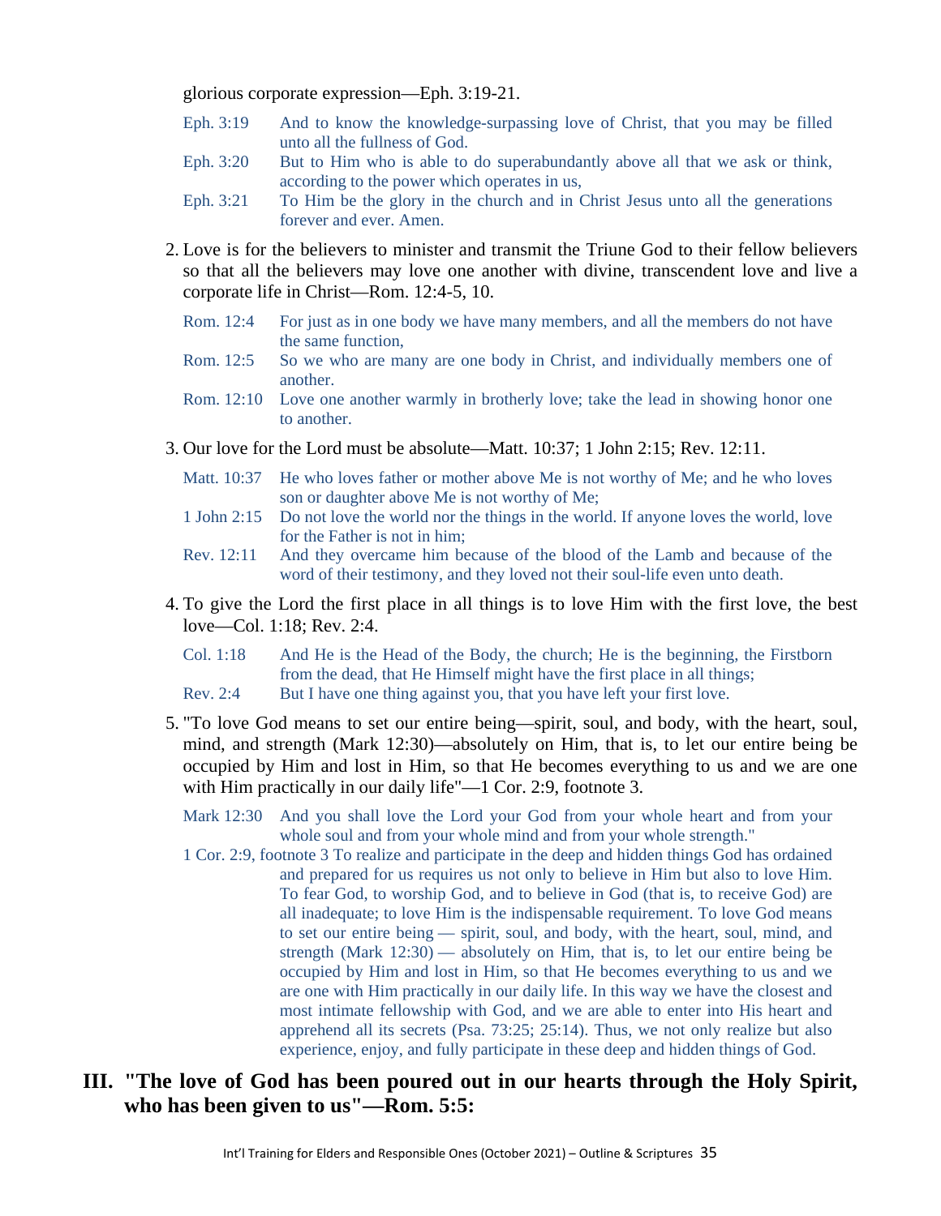glorious corporate expression—Eph. 3:19-21.

Eph. 3:19 And to know the knowledge-surpassing love of Christ, that you may be filled unto all the fullness of God.

Eph. 3:20 But to Him who is able to do superabundantly above all that we ask or think, according to the power which operates in us,

Eph. 3:21 To Him be the glory in the church and in Christ Jesus unto all the generations forever and ever. Amen.

2. Love is for the believers to minister and transmit the Triune God to their fellow believers so that all the believers may love one another with divine, transcendent love and live a corporate life in Christ—Rom. 12:4-5, 10.

   Rom. 12:4 For just as in one body we have many members, and all the members do not have the same function,

   Rom. 12:5 So we who are many are one body in Christ, and individually members one of another.

   Rom. 12:10 Love one another warmly in brotherly love; take the lead in showing honor one to another.

3. Our love for the Lord must be absolute—Matt. 10:37; 1 John 2:15; Rev. 12:11.

   Matt. 10:37 He who loves father or mother above Me is not worthy of Me; and he who loves son or daughter above Me is not worthy of Me;

   1 John 2:15 Do not love the world nor the things in the world. If anyone loves the world, love for the Father is not in him;

   Rev. 12:11 And they overcame him because of the blood of the Lamb and because of the word of their testimony, and they loved not their soul-life even unto death.

4. To give the Lord the first place in all things is to love Him with the first love, the best love—Col. 1:18; Rev. 2:4.

   Col. 1:18 And He is the Head of the Body, the church; He is the beginning, the Firstborn from the dead, that He Himself might have the first place in all things;

   Rev. 2:4 But I have one thing against you, that you have left your first love.

5. "To love God means to set our entire being—spirit, soul, and body, with the heart, soul, mind, and strength (Mark 12:30)—absolutely on Him, that is, to let our entire being be occupied by Him and lost in Him, so that He becomes everything to us and we are one with Him practically in our daily life"—1 Cor. 2:9, footnote 3.

   Mark 12:30 And you shall love the Lord your God from your whole heart and from your whole soul and from your whole mind and from your whole strength."

   1 Cor. 2:9, footnote 3 To realize and participate in the deep and hidden things God has ordained and prepared for us requires us not only to believe in Him but also to love Him. To fear God, to worship God, and to believe in God (that is, to receive God) are all inadequate; to love Him is the indispensable requirement. To love God means to set our entire being — spirit, soul, and body, with the heart, soul, mind, and strength (Mark 12:30) — absolutely on Him, that is, to let our entire being be occupied by Him and lost in Him, so that He becomes everything to us and we are one with Him practically in our daily life. In this way we have the closest and most intimate fellowship with God, and we are able to enter into His heart and apprehend all its secrets (Psa. 73:25; 25:14). Thus, we not only realize but also experience, enjoy, and fully participate in these deep and hidden things of God.

## III. "The love of God has been poured out in our hearts through the Holy Spirit, who has been given to us"—Rom. 5:5: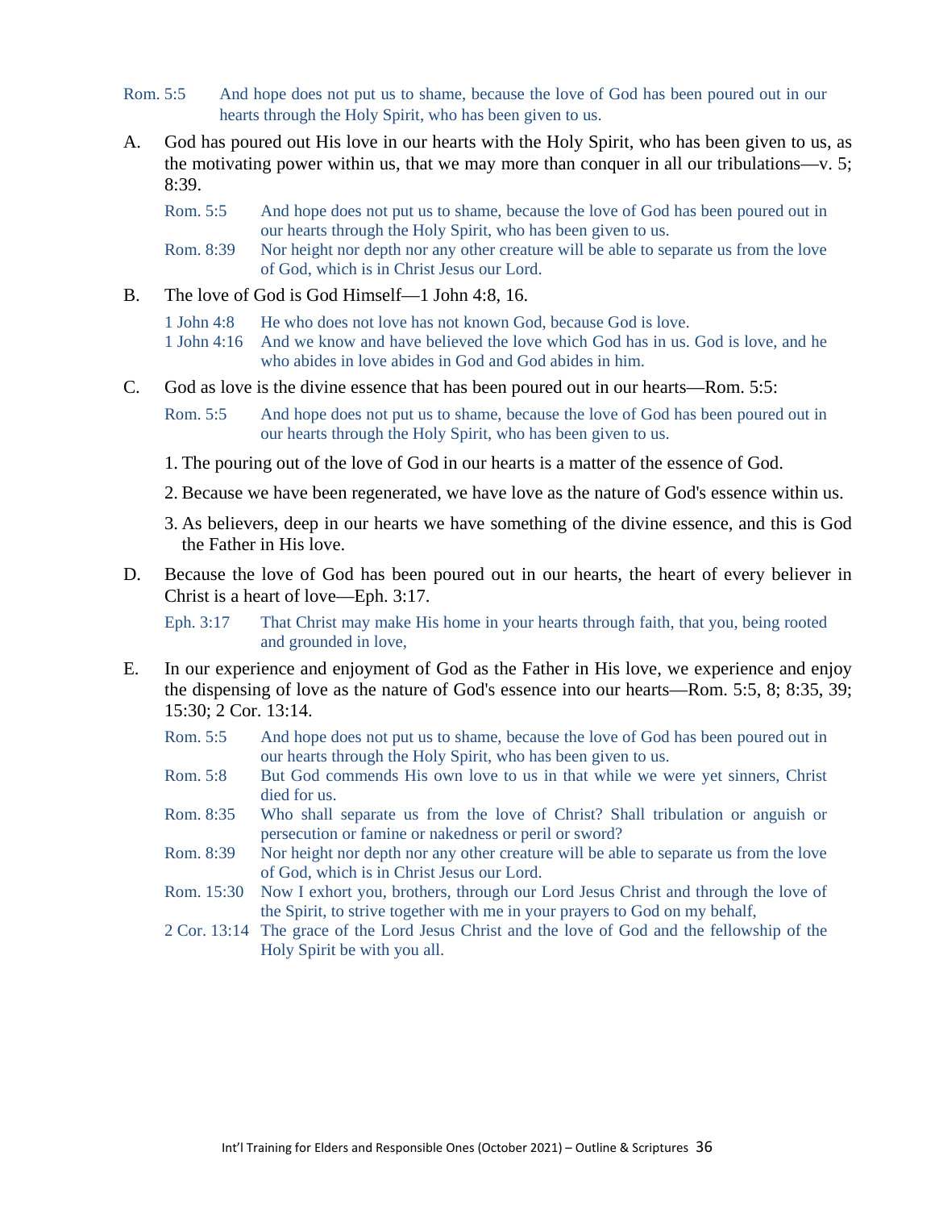Rom. 5:5 And hope does not put us to shame, because the love of God has been poured out in our hearts through the Holy Spirit, who has been given to us.

A. God has poured out His love in our hearts with the Holy Spirit, who has been given to us, as the motivating power within us, that we may more than conquer in all our tribulations—v. 5; 8:39.

> Rom. 5:5 And hope does not put us to shame, because the love of God has been poured out in our hearts through the Holy Spirit, who has been given to us.
>
> Rom. 8:39 Nor height nor depth nor any other creature will be able to separate us from the love of God, which is in Christ Jesus our Lord.

B. The love of God is God Himself—1 John 4:8, 16.

> 1 John 4:8 He who does not love has not known God, because God is love.
>
> 1 John 4:16 And we know and have believed the love which God has in us. God is love, and he who abides in love abides in God and God abides in him.

C. God as love is the divine essence that has been poured out in our hearts—Rom. 5:5:

> Rom. 5:5 And hope does not put us to shame, because the love of God has been poured out in our hearts through the Holy Spirit, who has been given to us.

1. The pouring out of the love of God in our hearts is a matter of the essence of God.
2. Because we have been regenerated, we have love as the nature of God's essence within us.
3. As believers, deep in our hearts we have something of the divine essence, and this is God the Father in His love.

D. Because the love of God has been poured out in our hearts, the heart of every believer in Christ is a heart of love—Eph. 3:17.

> Eph. 3:17 That Christ may make His home in your hearts through faith, that you, being rooted and grounded in love,

E. In our experience and enjoyment of God as the Father in His love, we experience and enjoy the dispensing of love as the nature of God's essence into our hearts—Rom. 5:5, 8; 8:35, 39; 15:30; 2 Cor. 13:14.

> Rom. 5:5 And hope does not put us to shame, because the love of God has been poured out in our hearts through the Holy Spirit, who has been given to us.
>
> Rom. 5:8 But God commends His own love to us in that while we were yet sinners, Christ died for us.
>
> Rom. 8:35 Who shall separate us from the love of Christ? Shall tribulation or anguish or persecution or famine or nakedness or peril or sword?
>
> Rom. 8:39 Nor height nor depth nor any other creature will be able to separate us from the love of God, which is in Christ Jesus our Lord.
>
> Rom. 15:30 Now I exhort you, brothers, through our Lord Jesus Christ and through the love of the Spirit, to strive together with me in your prayers to God on my behalf,
>
> 2 Cor. 13:14 The grace of the Lord Jesus Christ and the love of God and the fellowship of the Holy Spirit be with you all.